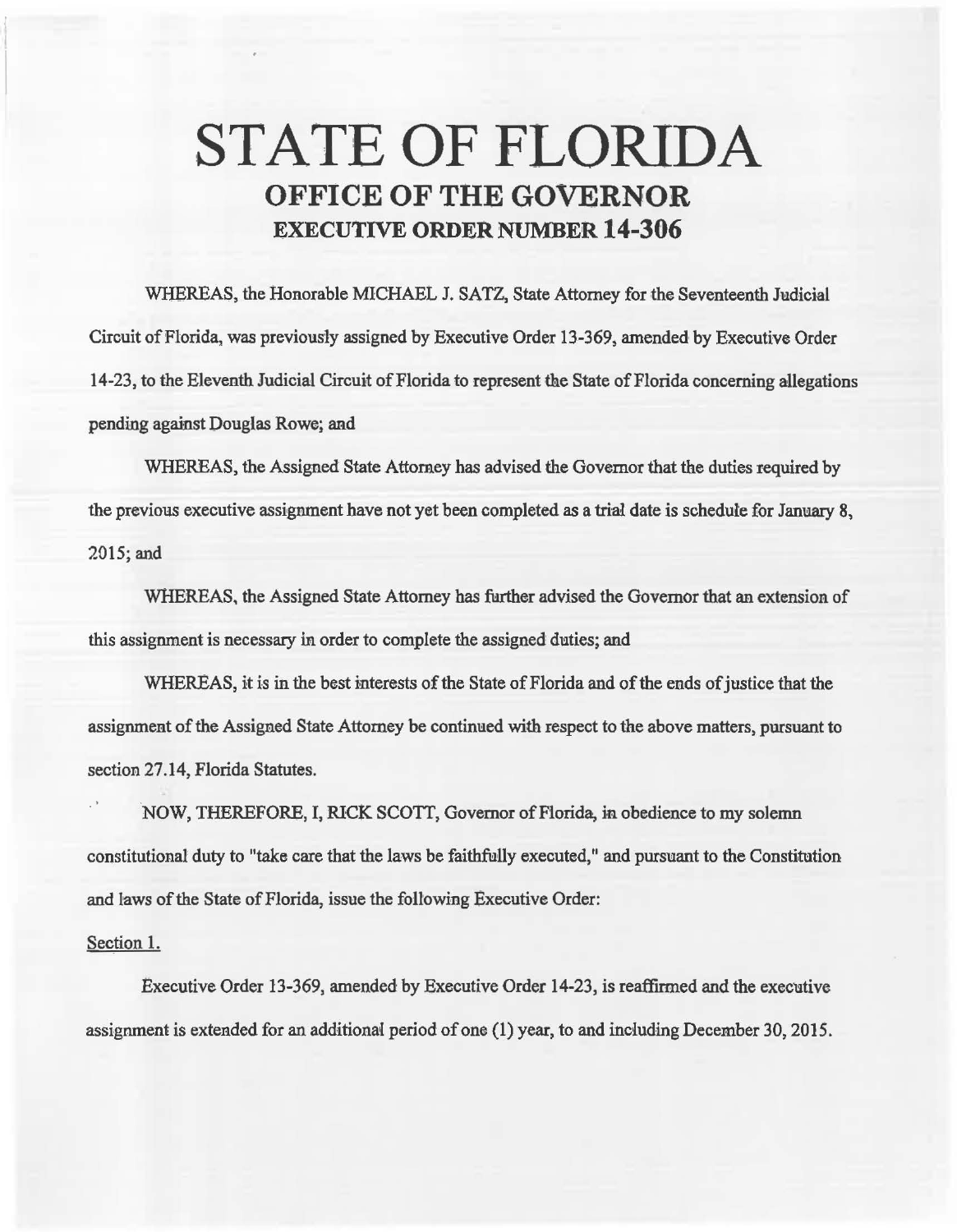# STATE OF FLORIDA
## OFFICE OF THE GOVERNOR
### EXECUTIVE ORDER NUMBER 14-306

WHEREAS, the Honorable MICHAEL J. SATZ, State Attorney for the Seventeenth Judicial Circuit of Florida, was previously assigned by Executive Order 13-369, amended by Executive Order 14-23, to the Eleventh Judicial Circuit of Florida to represent the State of Florida concerning allegations pending against Douglas Rowe; and

WHEREAS, the Assigned State Attorney has advised the Governor that the duties required by the previous executive assignment have not yet been completed as a trial date is schedule for January 8, 2015; and

WHEREAS, the Assigned State Attorney has further advised the Governor that an extension of this assignment is necessary in order to complete the assigned duties; and

WHEREAS, it is in the best interests of the State of Florida and of the ends of justice that the assignment of the Assigned State Attorney be continued with respect to the above matters, pursuant to section 27.14, Florida Statutes.

NOW, THEREFORE, I, RICK SCOTT, Governor of Florida, in obedience to my solemn constitutional duty to "take care that the laws be faithfully executed," and pursuant to the Constitution and laws of the State of Florida, issue the following Executive Order:

Section 1.

Executive Order 13-369, amended by Executive Order 14-23, is reaffirmed and the executive assignment is extended for an additional period of one (1) year, to and including December 30, 2015.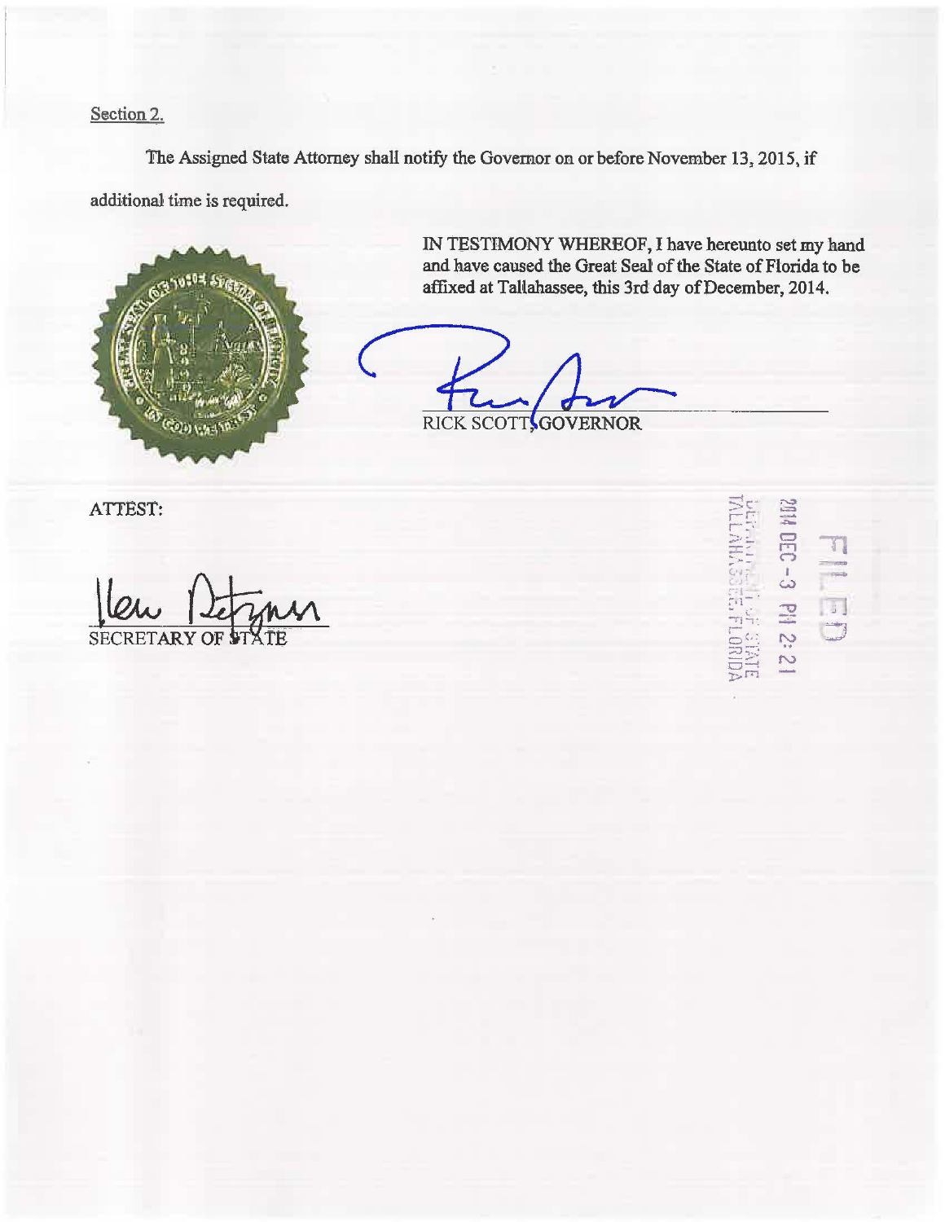Section 2.

The Assigned State Attorney shall notify the Governor on or before November 13, 2015, if additional time is required.

IN TESTIMONY WHEREOF, I have hereunto set my hand and have caused the Great Seal of the State of Florida to be affixed at Tallahassee, this 3rd day of December, 2014.

RICK SCOTT, GOVERNOR

ATTEST:

SECRETARY OF STATE

FILED

2014 DEC -3 PM 2:21

DEPARTMENT OF STATE
TALLAHASSEE, FLORIDA